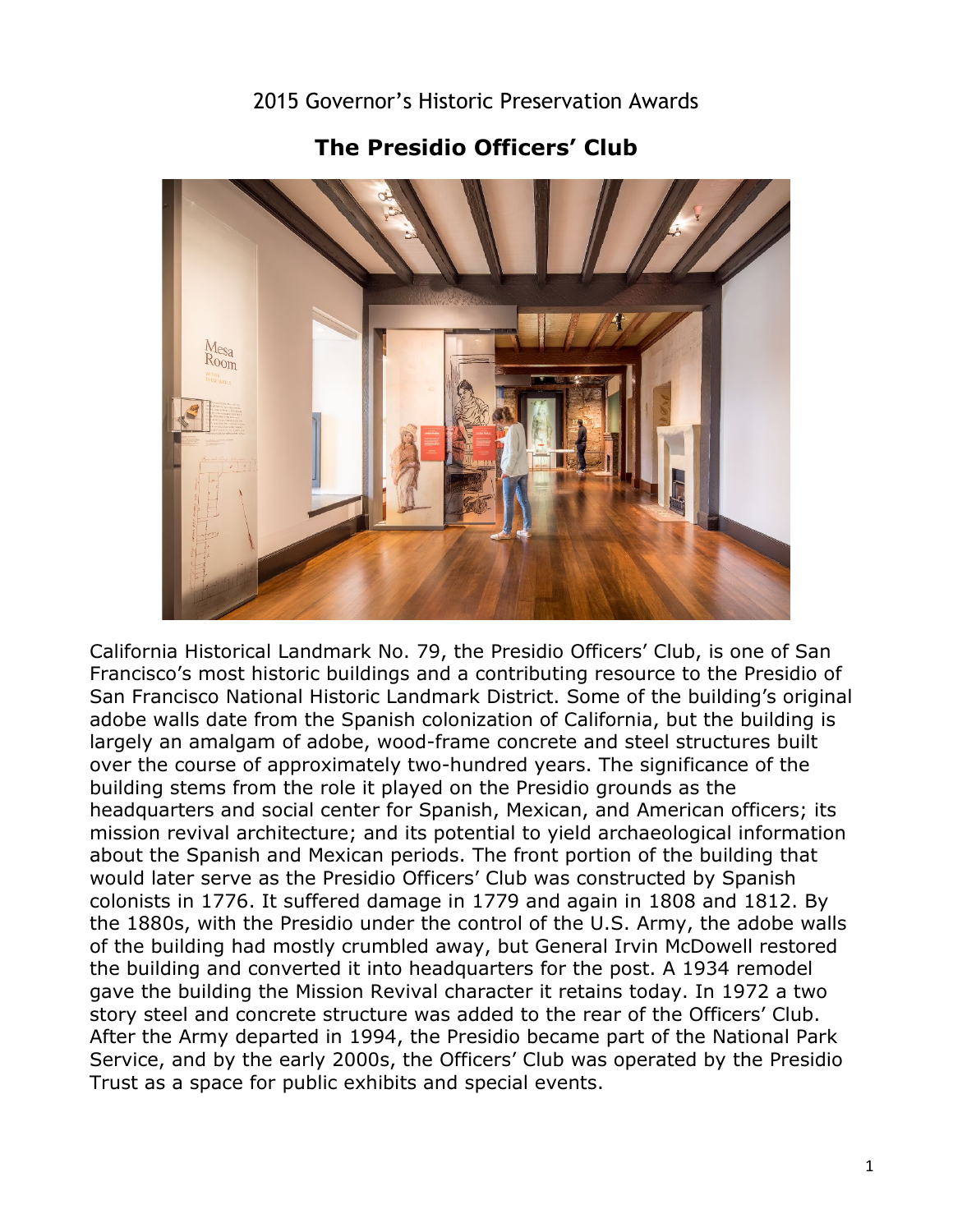2015 Governor's Historic Preservation Awards

# The Presidio Officers' Club

California Historical Landmark No. 79, the Presidio Officers' Club, is one of San Francisco's most historic buildings and a contributing resource to the Presidio of San Francisco National Historic Landmark District. Some of the building's original adobe walls date from the Spanish colonization of California, but the building is largely an amalgam of adobe, wood-frame concrete and steel structures built over the course of approximately two-hundred years. The significance of the building stems from the role it played on the Presidio grounds as the headquarters and social center for Spanish, Mexican, and American officers; its mission revival architecture; and its potential to yield archaeological information about the Spanish and Mexican periods. The front portion of the building that would later serve as the Presidio Officers' Club was constructed by Spanish colonists in 1776. It suffered damage in 1779 and again in 1808 and 1812. By the 1880s, with the Presidio under the control of the U.S. Army, the adobe walls of the building had mostly crumbled away, but General Irvin McDowell restored the building and converted it into headquarters for the post. A 1934 remodel gave the building the Mission Revival character it retains today. In 1972 a two story steel and concrete structure was added to the rear of the Officers' Club. After the Army departed in 1994, the Presidio became part of the National Park Service, and by the early 2000s, the Officers' Club was operated by the Presidio Trust as a space for public exhibits and special events.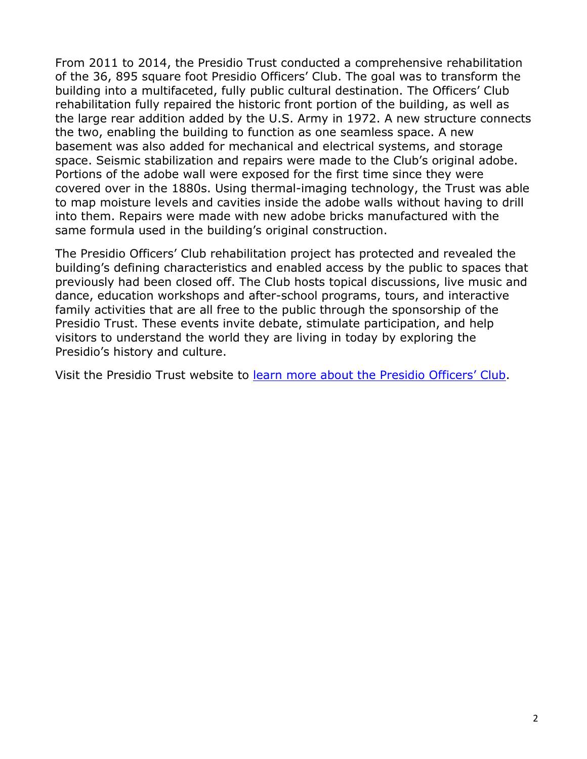From 2011 to 2014, the Presidio Trust conducted a comprehensive rehabilitation of the 36, 895 square foot Presidio Officers' Club. The goal was to transform the building into a multifaceted, fully public cultural destination. The Officers' Club rehabilitation fully repaired the historic front portion of the building, as well as the large rear addition added by the U.S. Army in 1972. A new structure connects the two, enabling the building to function as one seamless space. A new basement was also added for mechanical and electrical systems, and storage space. Seismic stabilization and repairs were made to the Club's original adobe. Portions of the adobe wall were exposed for the first time since they were covered over in the 1880s. Using thermal-imaging technology, the Trust was able to map moisture levels and cavities inside the adobe walls without having to drill into them. Repairs were made with new adobe bricks manufactured with the same formula used in the building's original construction.

The Presidio Officers' Club rehabilitation project has protected and revealed the building's defining characteristics and enabled access by the public to spaces that previously had been closed off. The Club hosts topical discussions, live music and dance, education workshops and after-school programs, tours, and interactive family activities that are all free to the public through the sponsorship of the Presidio Trust. These events invite debate, stimulate participation, and help visitors to understand the world they are living in today by exploring the Presidio's history and culture.

Visit the Presidio Trust website to learn more about the Presidio Officers' Club.